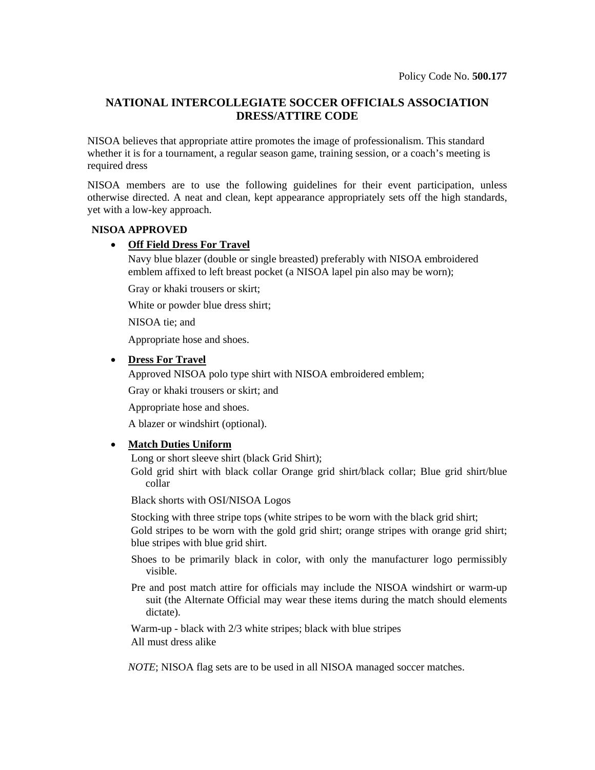Policy Code No. **500.177**

# NATIONAL INTERCOLLEGIATE SOCCER OFFICIALS ASSOCIATION DRESS/ATTIRE CODE

NISOA believes that appropriate attire promotes the image of professionalism. This standard whether it is for a tournament, a regular season game, training session, or a coach's meeting is required dress

NISOA members are to use the following guidelines for their event participation, unless otherwise directed. A neat and clean, kept appearance appropriately sets off the high standards, yet with a low-key approach.

**NISOA APPROVED**

- **Off Field Dress For Travel**

  Navy blue blazer (double or single breasted) preferably with NISOA embroidered emblem affixed to left breast pocket (a NISOA lapel pin also may be worn);

  Gray or khaki trousers or skirt;

  White or powder blue dress shirt;

  NISOA tie; and

  Appropriate hose and shoes.

- **Dress For Travel**

  Approved NISOA polo type shirt with NISOA embroidered emblem;

  Gray or khaki trousers or skirt; and

  Appropriate hose and shoes.

  A blazer or windshirt (optional).

- **Match Duties Uniform**

  Long or short sleeve shirt (black Grid Shirt);

  Gold grid shirt with black collar Orange grid shirt/black collar; Blue grid shirt/blue collar

  Black shorts with OSI/NISOA Logos

  Stocking with three stripe tops (white stripes to be worn with the black grid shirt;

  Gold stripes to be worn with the gold grid shirt; orange stripes with orange grid shirt; blue stripes with blue grid shirt.

  Shoes to be primarily black in color, with only the manufacturer logo permissibly visible.

  Pre and post match attire for officials may include the NISOA windshirt or warm-up suit (the Alternate Official may wear these items during the match should elements dictate).

  Warm-up - black with 2/3 white stripes; black with blue stripes

  All must dress alike

*NOTE*; NISOA flag sets are to be used in all NISOA managed soccer matches.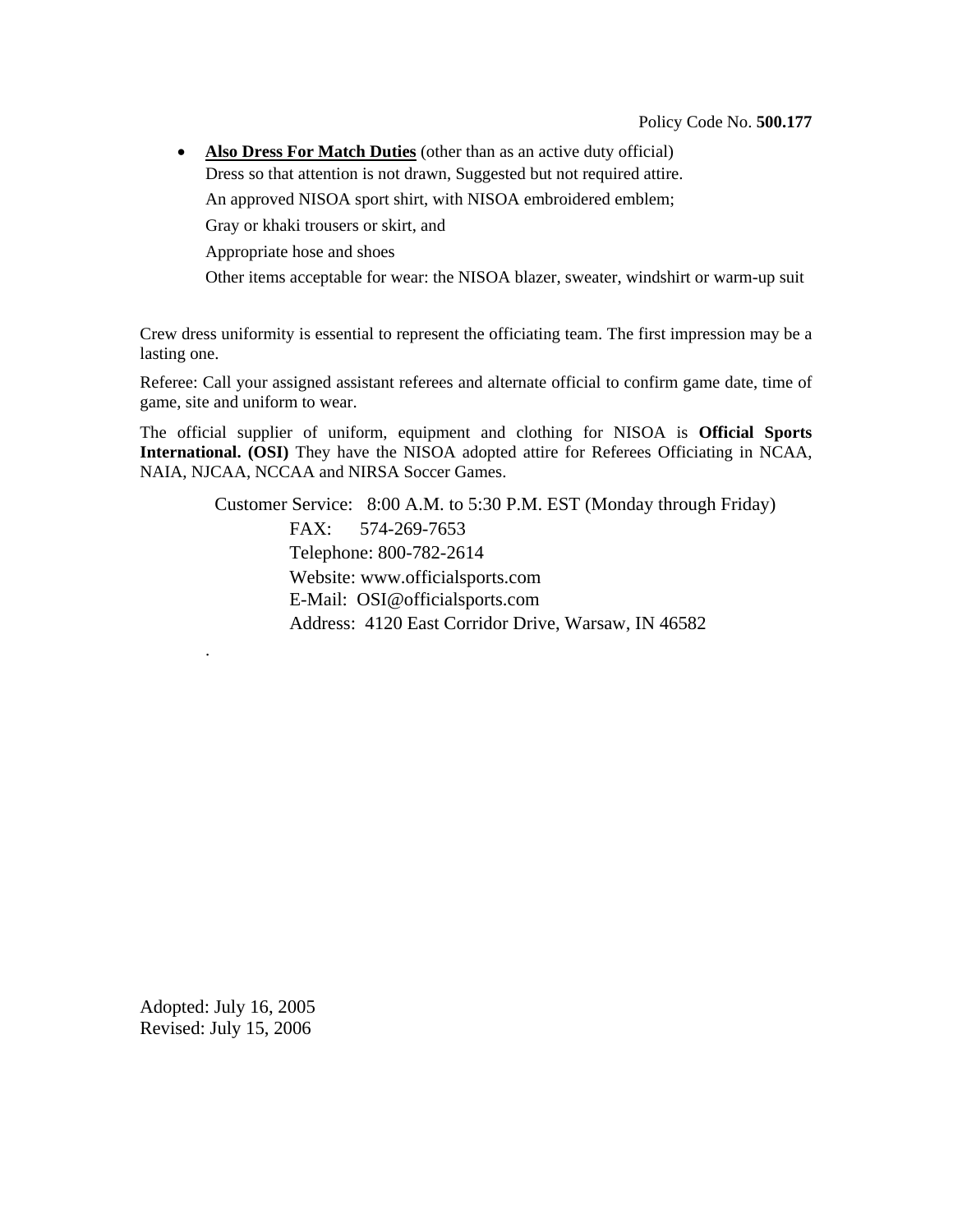Policy Code No. **500.177**

- **Also Dress For Match Duties** (other than as an active duty official)
  Dress so that attention is not drawn, Suggested but not required attire.
  An approved NISOA sport shirt, with NISOA embroidered emblem;
  Gray or khaki trousers or skirt, and
  Appropriate hose and shoes
  Other items acceptable for wear: the NISOA blazer, sweater, windshirt or warm-up suit

Crew dress uniformity is essential to represent the officiating team. The first impression may be a lasting one.

Referee: Call your assigned assistant referees and alternate official to confirm game date, time of game, site and uniform to wear.

The official supplier of uniform, equipment and clothing for NISOA is **Official Sports International. (OSI)** They have the NISOA adopted attire for Referees Officiating in NCAA, NAIA, NJCAA, NCCAA and NIRSA Soccer Games.

Customer Service: 8:00 A.M. to 5:30 P.M. EST (Monday through Friday)
FAX: 574-269-7653
Telephone: 800-782-2614
Website: www.officialsports.com
E-Mail: OSI@officialsports.com
Address: 4120 East Corridor Drive, Warsaw, IN 46582

.

Adopted: July 16, 2005
Revised: July 15, 2006